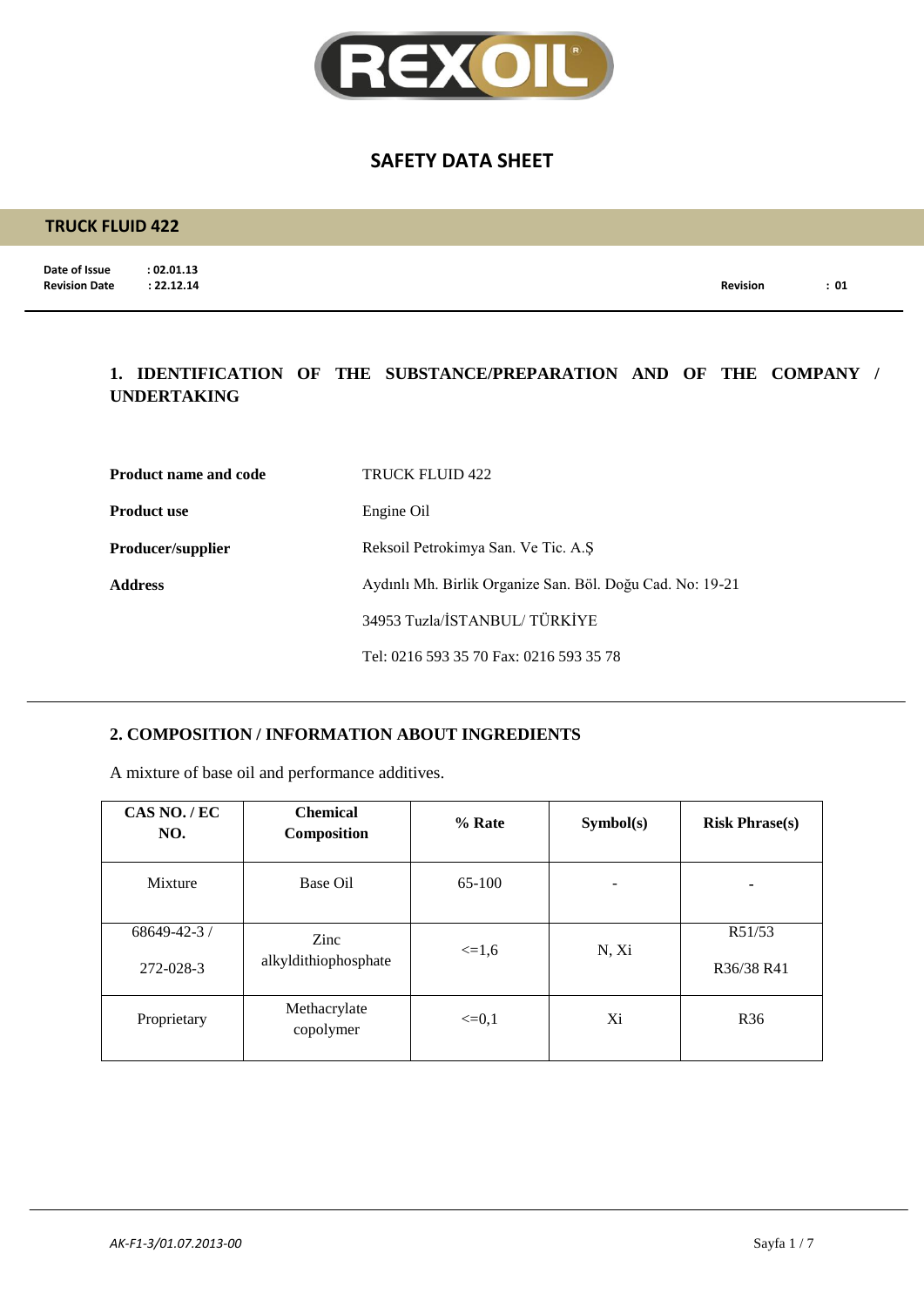# SAFETY DATA SHEET

## TRUCK FLUID 422

**Date of Issue** : 02.01.13
**Revision Date** : 22.12.14
**Revision** : 01

## 1. IDENTIFICATION OF THE SUBSTANCE/PREPARATION AND OF THE COMPANY / UNDERTAKING

**Product name and code** TRUCK FLUID 422

**Product use** Engine Oil

**Producer/supplier** Reksoil Petrokimya San. Ve Tic. A.Ş

**Address** Aydınlı Mh. Birlik Organize San. Böl. Doğu Cad. No: 19-21

34953 Tuzla/İSTANBUL/ TÜRKİYE

Tel: 0216 593 35 70 Fax: 0216 593 35 78

## 2. COMPOSITION / INFORMATION ABOUT INGREDIENTS

A mixture of base oil and performance additives.

| CAS NO. / EC NO. | Chemical Composition | % Rate | Symbol(s) | Risk Phrase(s) |
|---|---|---|---|---|
| Mixture | Base Oil | 65-100 | - | - |
| 68649-42-3 / 272-028-3 | Zinc alkyldithiophosphate | <=1,6 | N, Xi | R51/53 R36/38 R41 |
| Proprietary | Methacrylate copolymer | <=0,1 | Xi | R36 |

*AK-F1-3/01.07.2013-00*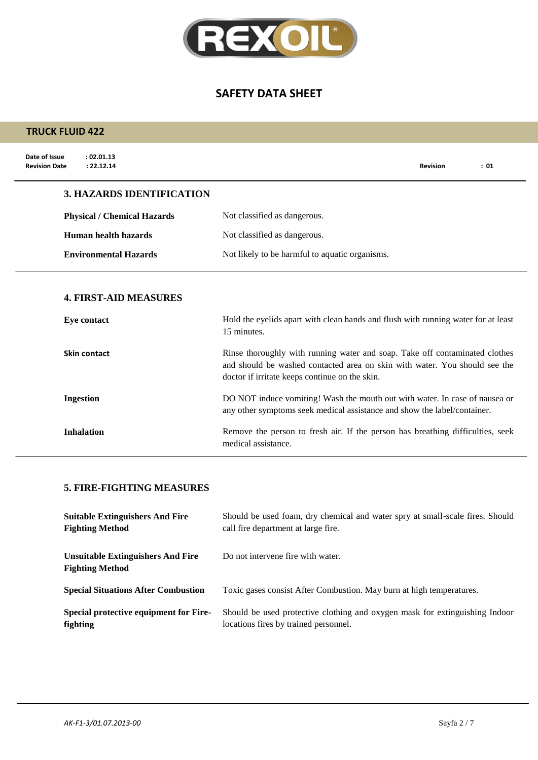## 3. HAZARDS IDENTIFICATION

| | |
|---|---|
| **Physical / Chemical Hazards** | Not classified as dangerous. |
| **Human health hazards** | Not classified as dangerous. |
| **Environmental Hazards** | Not likely to be harmful to aquatic organisms. |

## 4. FIRST-AID MEASURES

| | |
|---|---|
| **Eye contact** | Hold the eyelids apart with clean hands and flush with running water for at least 15 minutes. |
| **Skin contact** | Rinse thoroughly with running water and soap. Take off contaminated clothes and should be washed contacted area on skin with water. You should see the doctor if irritate keeps continue on the skin. |
| **Ingestion** | DO NOT induce vomiting! Wash the mouth out with water. In case of nausea or any other symptoms seek medical assistance and show the label/container. |
| **Inhalation** | Remove the person to fresh air. If the person has breathing difficulties, seek medical assistance. |

## 5. FIRE-FIGHTING MEASURES

| | |
|---|---|
| **Suitable Extinguishers And Fire Fighting Method** | Should be used foam, dry chemical and water spry at small-scale fires. Should call fire department at large fire. |
| **Unsuitable Extinguishers And Fire Fighting Method** | Do not intervene fire with water. |
| **Special Situations After Combustion** | Toxic gases consist After Combustion. May burn at high temperatures. |
| **Special protective equipment for Fire-fighting** | Should be used protective clothing and oxygen mask for extinguishing Indoor locations fires by trained personnel. |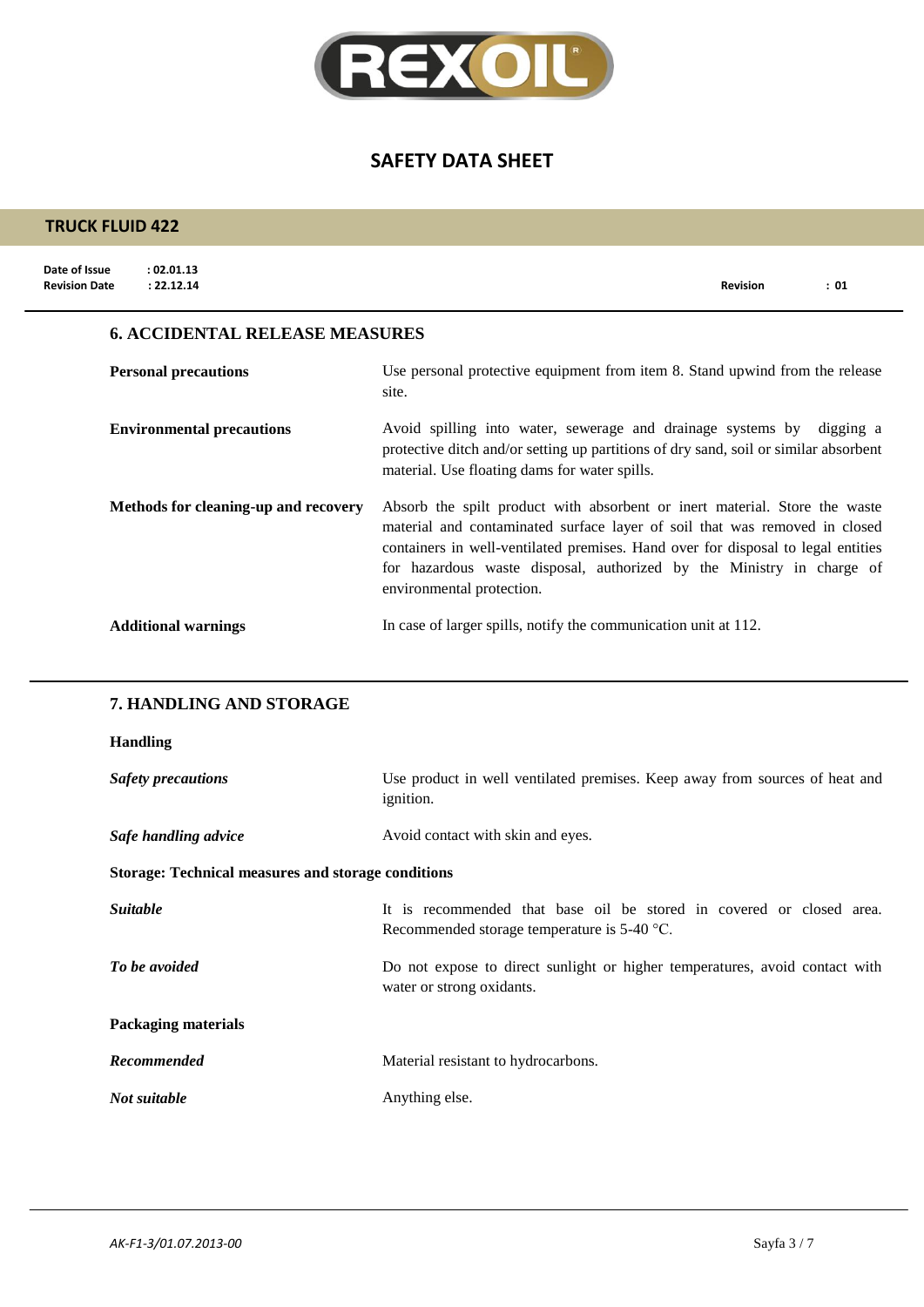## 6. ACCIDENTAL RELEASE MEASURES

**Personal precautions**
Use personal protective equipment from item 8. Stand upwind from the release site.

**Environmental precautions**
Avoid spilling into water, sewerage and drainage systems by digging a protective ditch and/or setting up partitions of dry sand, soil or similar absorbent material. Use floating dams for water spills.

**Methods for cleaning-up and recovery**
Absorb the spilt product with absorbent or inert material. Store the waste material and contaminated surface layer of soil that was removed in closed containers in well-ventilated premises. Hand over for disposal to legal entities for hazardous waste disposal, authorized by the Ministry in charge of environmental protection.

**Additional warnings**
In case of larger spills, notify the communication unit at 112.

## 7. HANDLING AND STORAGE

**Handling**

***Safety precautions***
Use product in well ventilated premises. Keep away from sources of heat and ignition.

***Safe handling advice***
Avoid contact with skin and eyes.

**Storage: Technical measures and storage conditions**

***Suitable***
It is recommended that base oil be stored in covered or closed area. Recommended storage temperature is 5-40 °C.

***To be avoided***
Do not expose to direct sunlight or higher temperatures, avoid contact with water or strong oxidants.

**Packaging materials**

***Recommended***
Material resistant to hydrocarbons.

***Not suitable***
Anything else.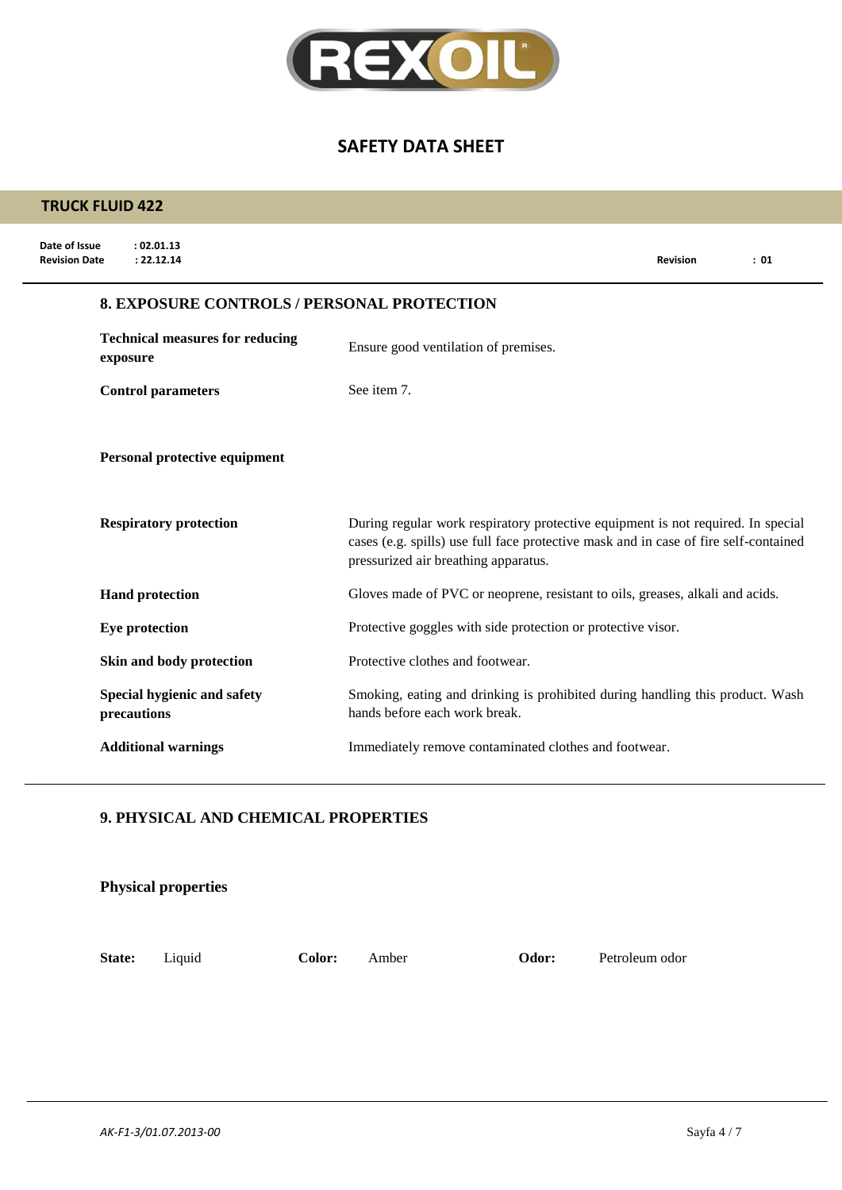## 8. EXPOSURE CONTROLS / PERSONAL PROTECTION

| | |
|---|---|
| **Technical measures for reducing exposure** | Ensure good ventilation of premises. |
| **Control parameters** | See item 7. |

**Personal protective equipment**

| | |
|---|---|
| **Respiratory protection** | During regular work respiratory protective equipment is not required. In special cases (e.g. spills) use full face protective mask and in case of fire self-contained pressurized air breathing apparatus. |
| **Hand protection** | Gloves made of PVC or neoprene, resistant to oils, greases, alkali and acids. |
| **Eye protection** | Protective goggles with side protection or protective visor. |
| **Skin and body protection** | Protective clothes and footwear. |
| **Special hygienic and safety precautions** | Smoking, eating and drinking is prohibited during handling this product. Wash hands before each work break. |
| **Additional warnings** | Immediately remove contaminated clothes and footwear. |

## 9. PHYSICAL AND CHEMICAL PROPERTIES

**Physical properties**

| | | | | | |
|---|---|---|---|---|---|
| **State:** | Liquid | **Color:** | Amber | **Odor:** | Petroleum odor |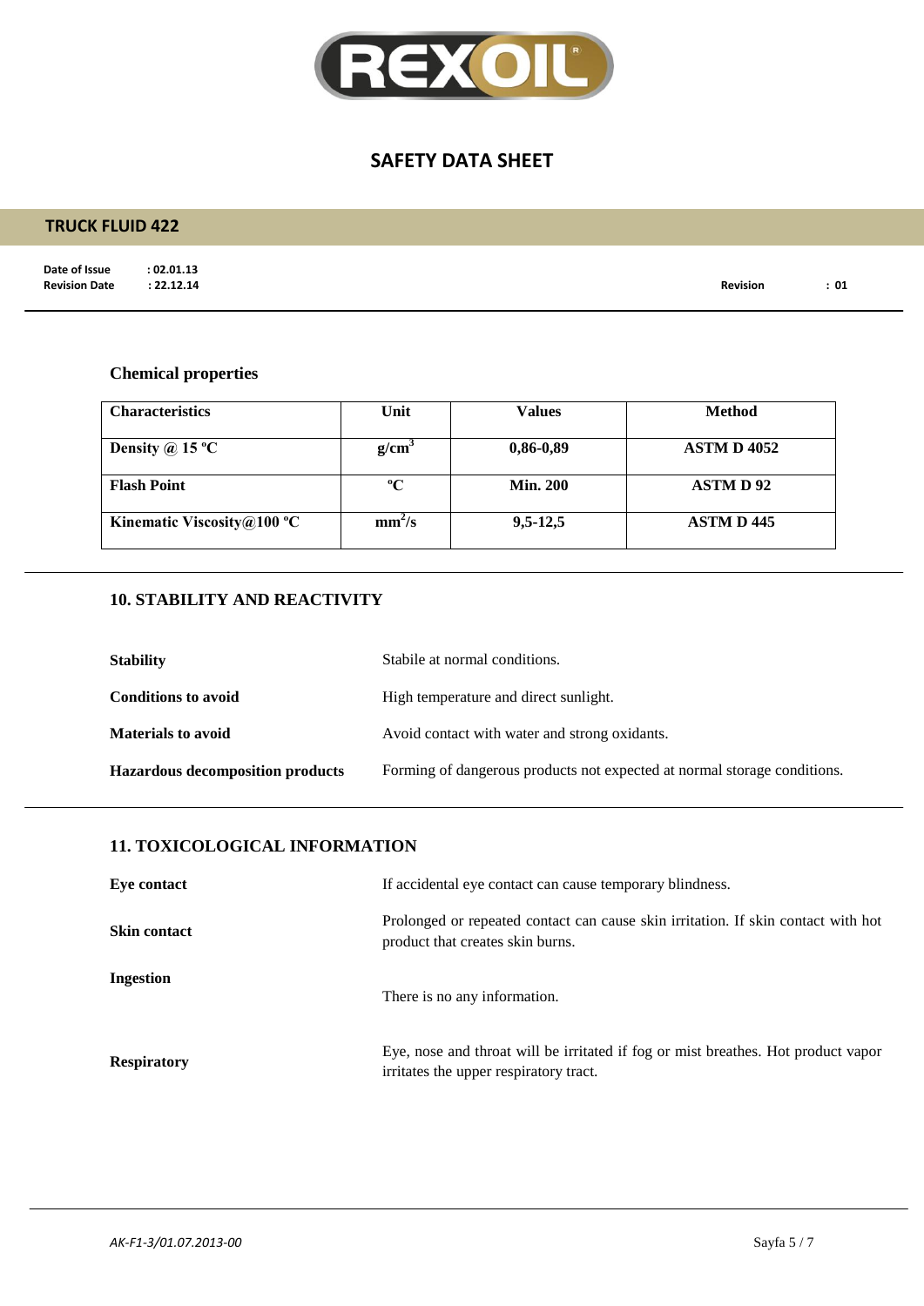### Chemical properties

| Characteristics | Unit | Values | Method |
|---|---|---|---|
| Density @ 15 ºC | $g/cm^3$ | 0,86-0,89 | ASTM D 4052 |
| Flash Point | ºC | Min. 200 | ASTM D 92 |
| Kinematic Viscosity@100 ºC | $mm^2/s$ | 9,5-12,5 | ASTM D 445 |

## 10. STABILITY AND REACTIVITY

**Stability** Stabile at normal conditions.

**Conditions to avoid** High temperature and direct sunlight.

**Materials to avoid** Avoid contact with water and strong oxidants.

**Hazardous decomposition products** Forming of dangerous products not expected at normal storage conditions.

## 11. TOXICOLOGICAL INFORMATION

**Eye contact** If accidental eye contact can cause temporary blindness.

**Skin contact** Prolonged or repeated contact can cause skin irritation. If skin contact with hot product that creates skin burns.

**Ingestion** There is no any information.

**Respiratory** Eye, nose and throat will be irritated if fog or mist breathes. Hot product vapor irritates the upper respiratory tract.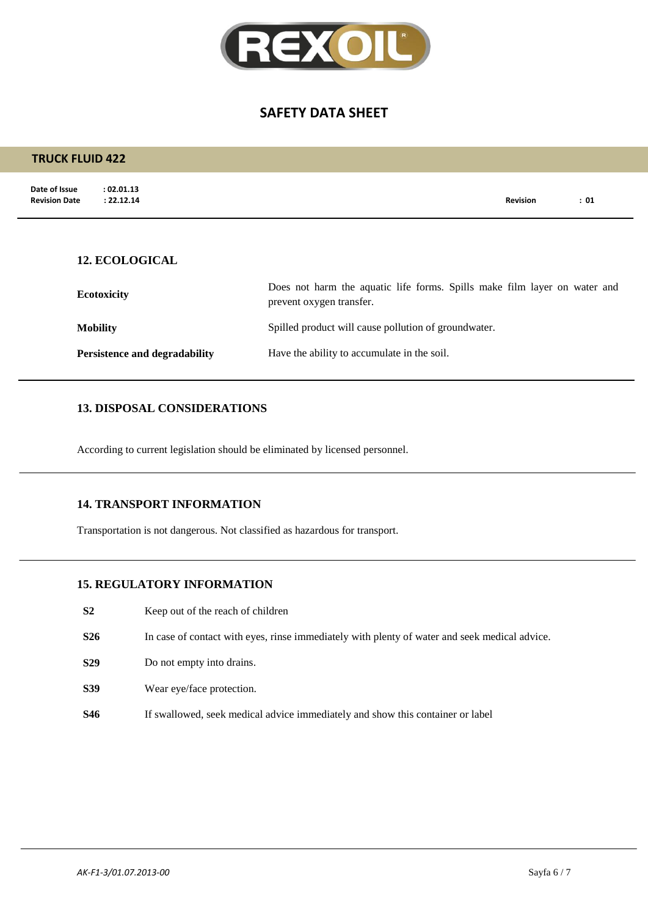## 12. ECOLOGICAL

| | |
|---|---|
| **Ecotoxicity** | Does not harm the aquatic life forms. Spills make film layer on water and prevent oxygen transfer. |
| **Mobility** | Spilled product will cause pollution of groundwater. |
| **Persistence and degradability** | Have the ability to accumulate in the soil. |

## 13. DISPOSAL CONSIDERATIONS

According to current legislation should be eliminated by licensed personnel.

## 14. TRANSPORT INFORMATION

Transportation is not dangerous. Not classified as hazardous for transport.

## 15. REGULATORY INFORMATION

| | |
|---|---|
| **S2** | Keep out of the reach of children |
| **S26** | In case of contact with eyes, rinse immediately with plenty of water and seek medical advice. |
| **S29** | Do not empty into drains. |
| **S39** | Wear eye/face protection. |
| **S46** | If swallowed, seek medical advice immediately and show this container or label |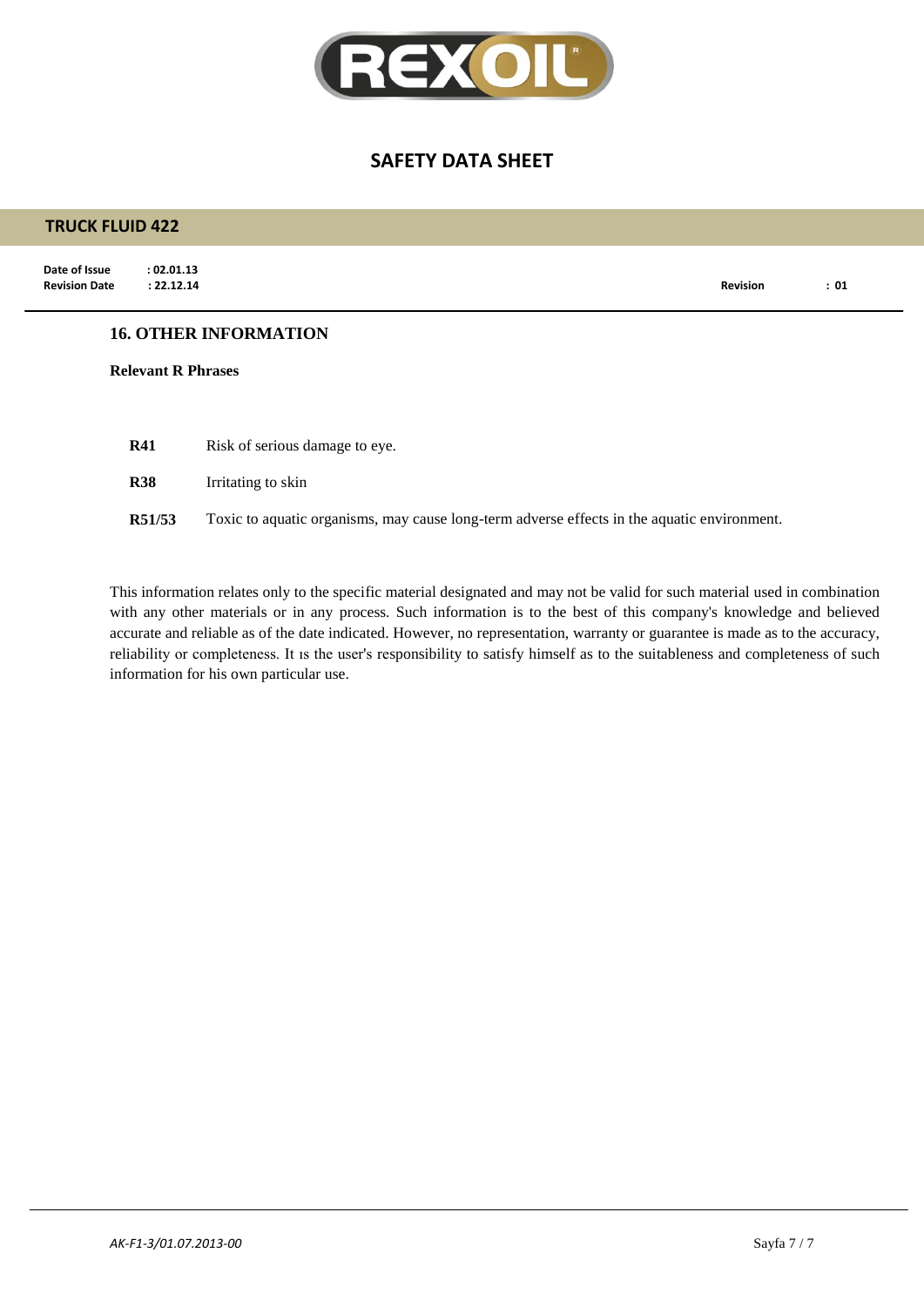## 16. OTHER INFORMATION

**Relevant R Phrases**

| | |
|---|---|
| **R41** | Risk of serious damage to eye. |
| **R38** | Irritating to skin |
| **R51/53** | Toxic to aquatic organisms, may cause long-term adverse effects in the aquatic environment. |

This information relates only to the specific material designated and may not be valid for such material used in combination with any other materials or in any process. Such information is to the best of this company's knowledge and believed accurate and reliable as of the date indicated. However, no representation, warranty or guarantee is made as to the accuracy, reliability or completeness. It ıs the user's responsibility to satisfy himself as to the suitableness and completeness of such information for his own particular use.